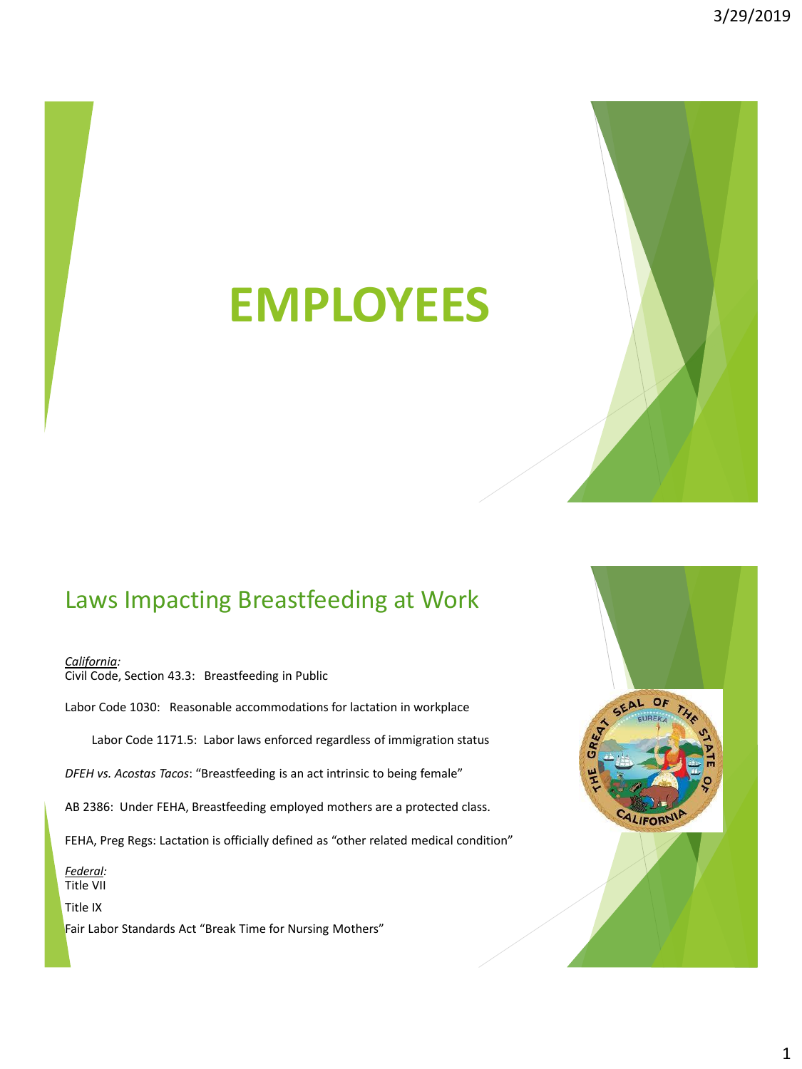# EMPLOYEES

## Laws Impacting Breastfeeding at Work

*California:*

Civil Code, Section 43.3: Breastfeeding in Public

Labor Code 1030: Reasonable accommodations for lactation in workplace

Labor Code 1171.5: Labor laws enforced regardless of immigration status

*DFEH vs. Acostas Tacos*: "Breastfeeding is an act intrinsic to being female"

AB 2386: Under FEHA, Breastfeeding employed mothers are a protected class.

FEHA, Preg Regs: Lactation is officially defined as "other related medical condition"

*Federal:*

Title VII

Title IX

Fair Labor Standards Act "Break Time for Nursing Mothers"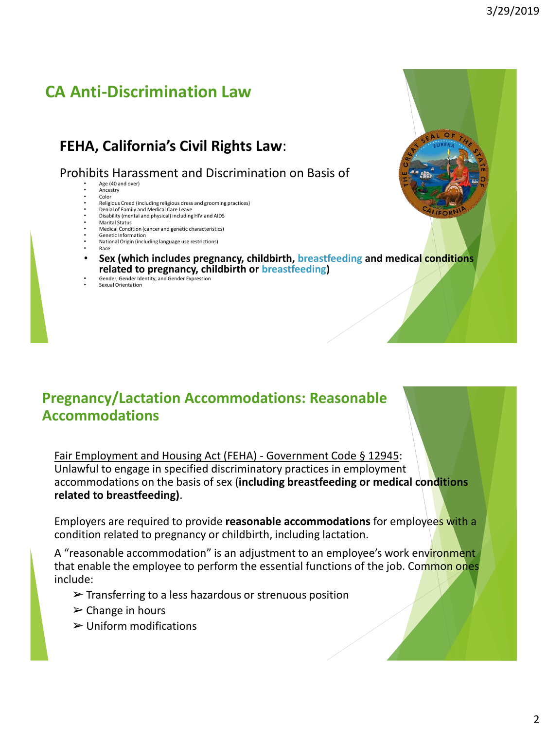## CA Anti-Discrimination Law

### FEHA, California's Civil Rights Law:

Prohibits Harassment and Discrimination on Basis of

- Age (40 and over)
- Ancestry
- Color
- Religious Creed (including religious dress and grooming practices)
- Denial of Family and Medical Care Leave
- Disability (mental and physical) including HIV and AIDS
- Marital Status
- Medical Condition (cancer and genetic characteristics)
- Genetic Information
- National Origin (including language use restrictions)
- Race
- **Sex (which includes pregnancy, childbirth, breastfeeding and medical conditions related to pregnancy, childbirth or breastfeeding)**
- Gender, Gender Identity, and Gender Expression
- Sexual Orientation

## Pregnancy/Lactation Accommodations: Reasonable Accommodations

Fair Employment and Housing Act (FEHA) - Government Code § 12945: Unlawful to engage in specified discriminatory practices in employment accommodations on the basis of sex (**including breastfeeding or medical conditions related to breastfeeding)**.

Employers are required to provide **reasonable accommodations** for employees with a condition related to pregnancy or childbirth, including lactation.

A "reasonable accommodation" is an adjustment to an employee's work environment that enable the employee to perform the essential functions of the job. Common ones include:

- ➢ Transferring to a less hazardous or strenuous position
- ➢ Change in hours
- ➢ Uniform modifications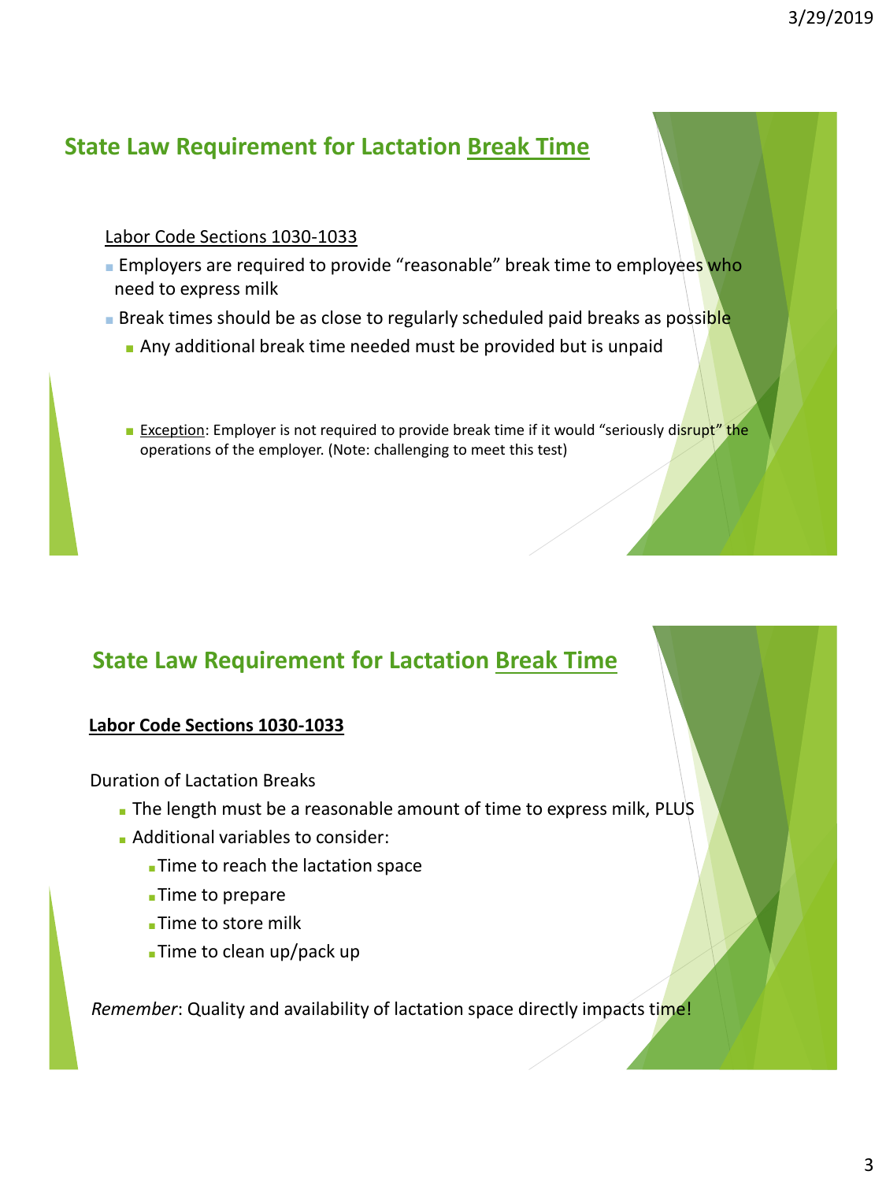## State Law Requirement for Lactation Break Time

Labor Code Sections 1030-1033

- Employers are required to provide "reasonable" break time to employees who need to express milk
- Break times should be as close to regularly scheduled paid breaks as possible
  - Any additional break time needed must be provided but is unpaid
  - Exception: Employer is not required to provide break time if it would "seriously disrupt" the operations of the employer. (Note: challenging to meet this test)

## State Law Requirement for Lactation Break Time

**Labor Code Sections 1030-1033**

Duration of Lactation Breaks

- The length must be a reasonable amount of time to express milk, PLUS
- Additional variables to consider:
  - Time to reach the lactation space
  - Time to prepare
  - Time to store milk
  - Time to clean up/pack up

*Remember*: Quality and availability of lactation space directly impacts time!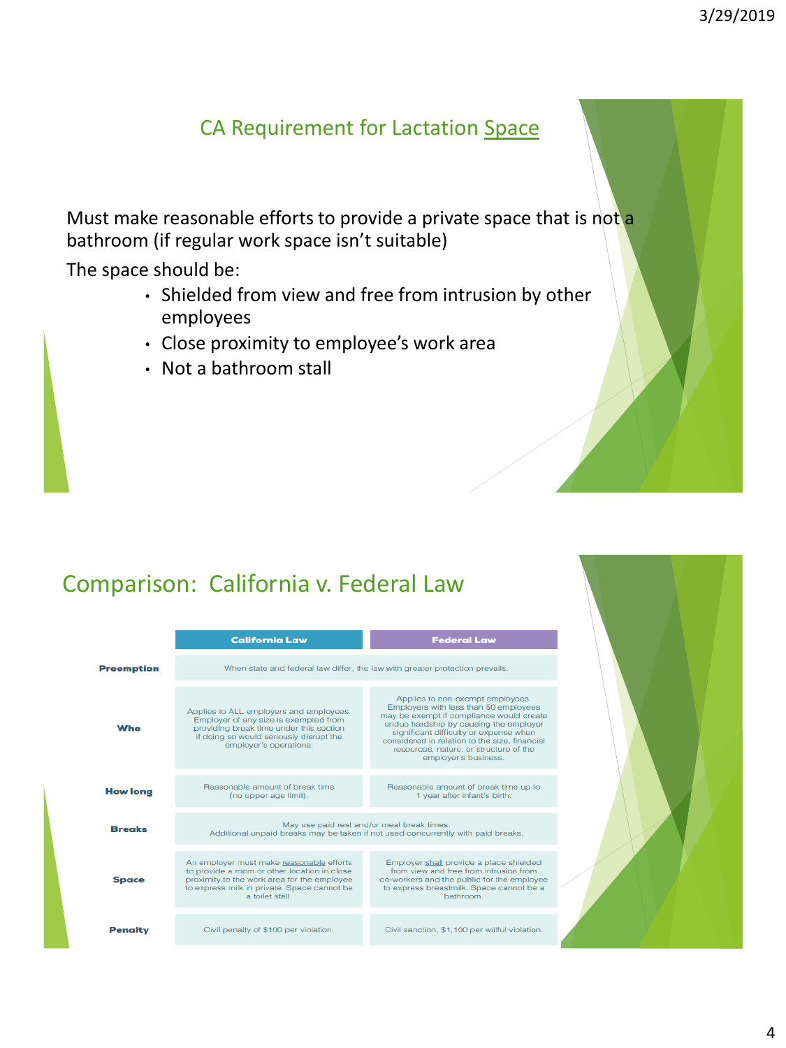## CA Requirement for Lactation Space

Must make reasonable efforts to provide a private space that is not a bathroom (if regular work space isn't suitable)

The space should be:

- Shielded from view and free from intrusion by other employees
- Close proximity to employee's work area
- Not a bathroom stall

## Comparison: California v. Federal Law

| | California Law | Federal Law |
|---|---|---|
| **Preemption** | When state and federal law differ, the law with greater protection prevails. | |
| **Who** | Applies to ALL employers and employees. Employer of any size is exempted from providing break time under this section if doing so would seriously disrupt the employer's operations. | Applies to non-exempt employees. Employers with less than 50 employees may be exempt if compliance would create undue hardship by causing the employer significant difficulty or expense when considered in relation to the size, financial resources, nature, or structure of the employer's business. |
| **How long** | Reasonable amount of break time (no upper age limit). | Reasonable amount of break time up to 1 year after infant's birth. |
| **Breaks** | May use paid rest and/or meal break times. Additional unpaid breaks may be taken if not used concurrently with paid breaks. | |
| **Space** | An employer must make reasonable efforts to provide a room or other location in close proximity to the work area for the employee to express milk in private. Space cannot be a toilet stall. | Employer shall provide a place shielded from view and free from intrusion from co-workers and the public for the employee to express breastmilk. Space cannot be a bathroom. |
| **Penalty** | Civil penalty of $100 per violation. | Civil sanction, $1,100 per willful violation. |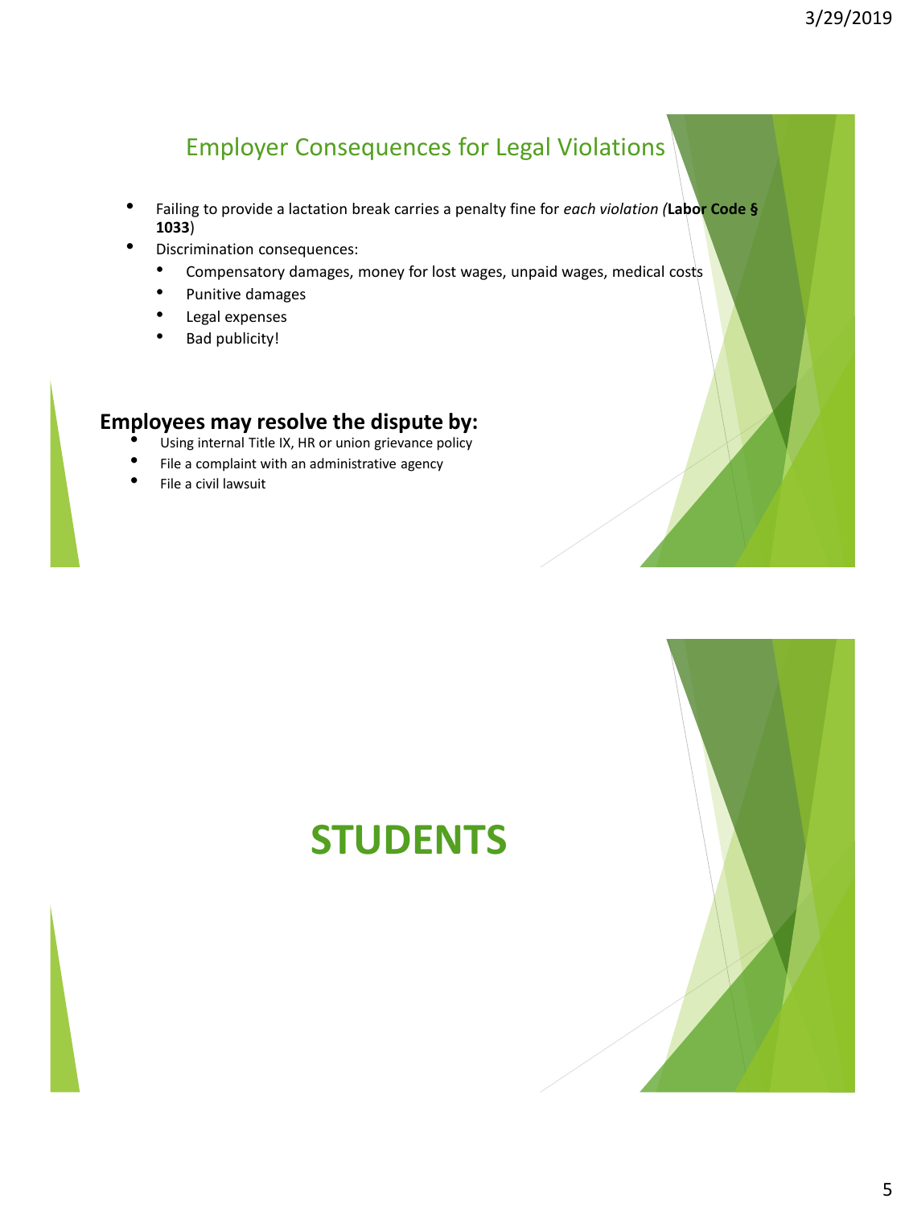## Employer Consequences for Legal Violations

- Failing to provide a lactation break carries a penalty fine for *each violation* (**Labor Code § 1033**)
- Discrimination consequences:
  - Compensatory damages, money for lost wages, unpaid wages, medical costs
  - Punitive damages
  - Legal expenses
  - Bad publicity!

**Employees may resolve the dispute by:**

- Using internal Title IX, HR or union grievance policy
- File a complaint with an administrative agency
- File a civil lawsuit

# STUDENTS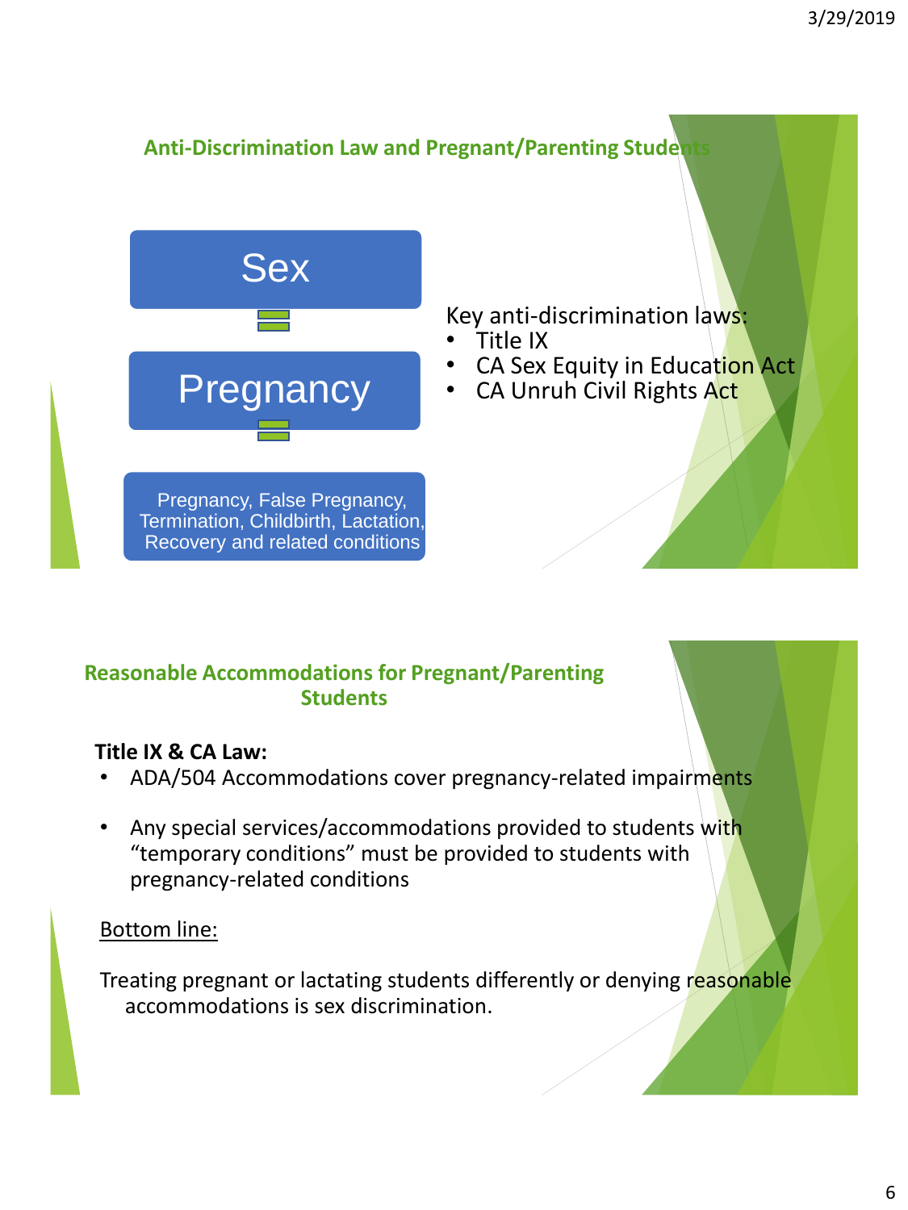## Anti-Discrimination Law and Pregnant/Parenting Students

Sex

=

Pregnancy

=

Pregnancy, False Pregnancy, Termination, Childbirth, Lactation, Recovery and related conditions

Key anti-discrimination laws:

- Title IX
- CA Sex Equity in Education Act
- CA Unruh Civil Rights Act

## Reasonable Accommodations for Pregnant/Parenting Students

**Title IX & CA Law:**

- ADA/504 Accommodations cover pregnancy-related impairments
- Any special services/accommodations provided to students with “temporary conditions” must be provided to students with pregnancy-related conditions

Bottom line:

Treating pregnant or lactating students differently or denying reasonable accommodations is sex discrimination.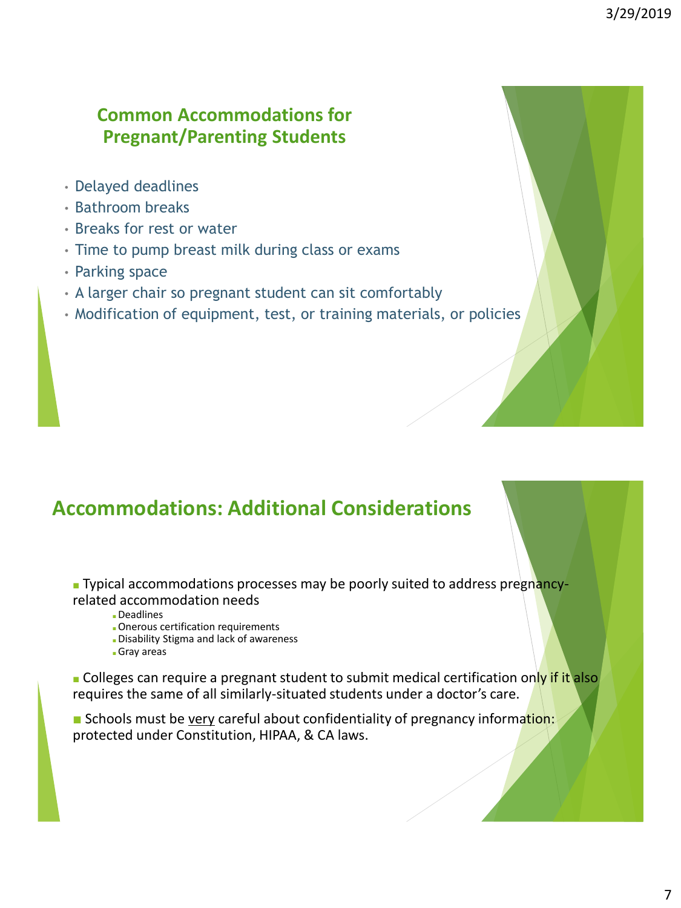## Common Accommodations for Pregnant/Parenting Students

- Delayed deadlines
- Bathroom breaks
- Breaks for rest or water
- Time to pump breast milk during class or exams
- Parking space
- A larger chair so pregnant student can sit comfortably
- Modification of equipment, test, or training materials, or policies

## Accommodations: Additional Considerations

- Typical accommodations processes may be poorly suited to address pregnancy-related accommodation needs
  - Deadlines
  - Onerous certification requirements
  - Disability Stigma and lack of awareness
  - Gray areas
- Colleges can require a pregnant student to submit medical certification only if it also requires the same of all similarly-situated students under a doctor's care.
- Schools must be very careful about confidentiality of pregnancy information: protected under Constitution, HIPAA, & CA laws.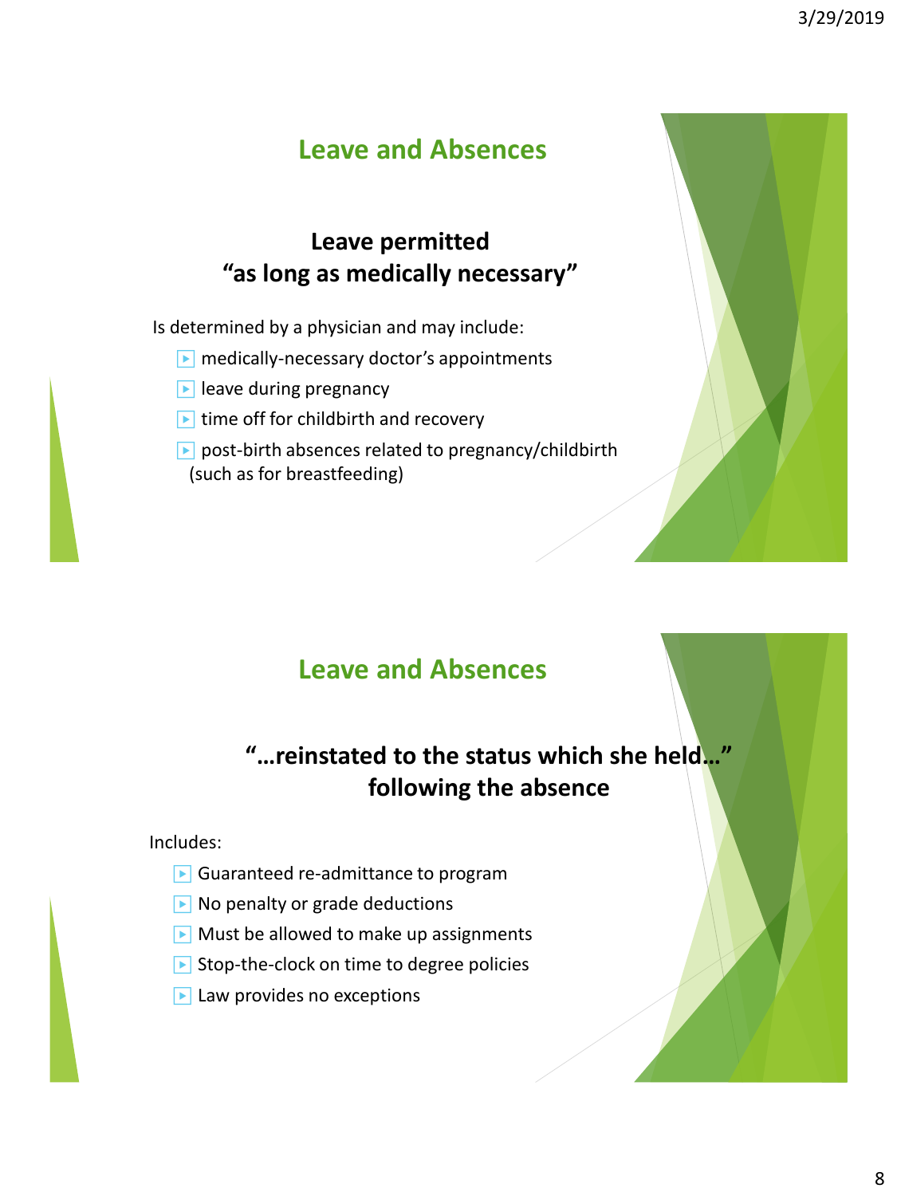## Leave and Absences

**Leave permitted**
**"as long as medically necessary"**

Is determined by a physician and may include:

- medically-necessary doctor's appointments
- leave during pregnancy
- time off for childbirth and recovery
- post-birth absences related to pregnancy/childbirth (such as for breastfeeding)

## Leave and Absences

**"…reinstated to the status which she held…"**
**following the absence**

Includes:

- Guaranteed re-admittance to program
- No penalty or grade deductions
- Must be allowed to make up assignments
- Stop-the-clock on time to degree policies
- Law provides no exceptions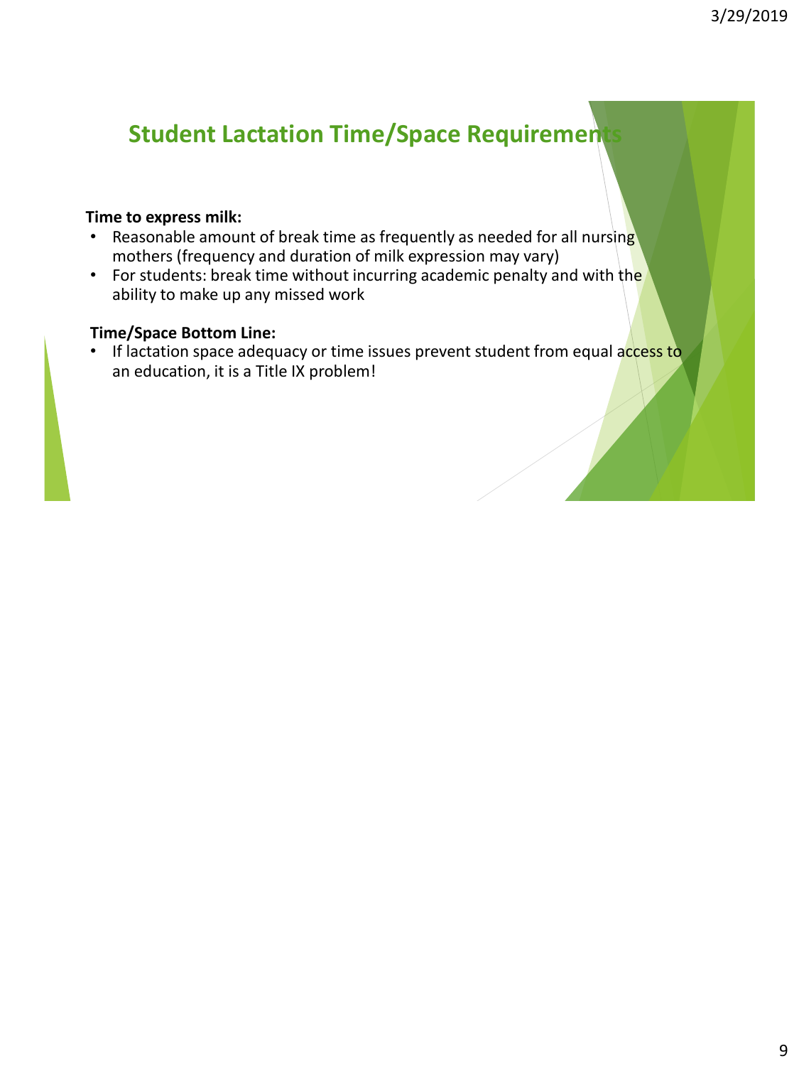## Student Lactation Time/Space Requirements

**Time to express milk:**

- Reasonable amount of break time as frequently as needed for all nursing mothers (frequency and duration of milk expression may vary)
- For students: break time without incurring academic penalty and with the ability to make up any missed work

**Time/Space Bottom Line:**

- If lactation space adequacy or time issues prevent student from equal access to an education, it is a Title IX problem!